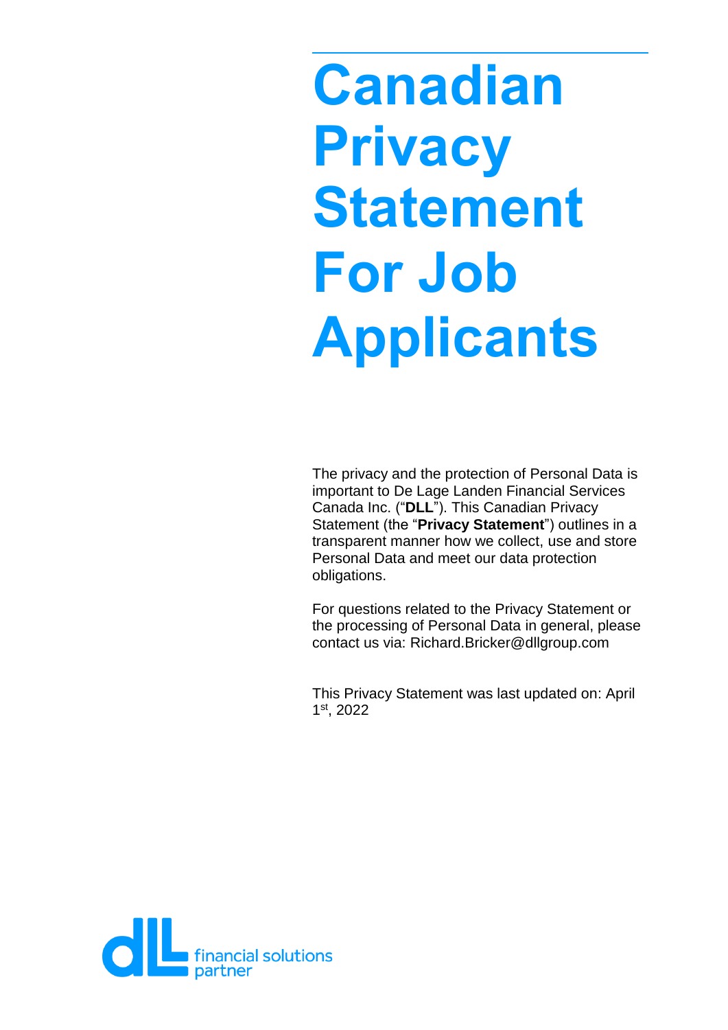# Canadian Privacy Statement For Job Applicants

The privacy and the protection of Personal Data is important to De Lage Landen Financial Services Canada Inc. ("**DLL**"). This Canadian Privacy Statement (the "**Privacy Statement**") outlines in a transparent manner how we collect, use and store Personal Data and meet our data protection obligations.

For questions related to the Privacy Statement or the processing of Personal Data in general, please contact us via: Richard.Bricker@dllgroup.com

This Privacy Statement was last updated on: April 1st, 2022

dll financial solutions partner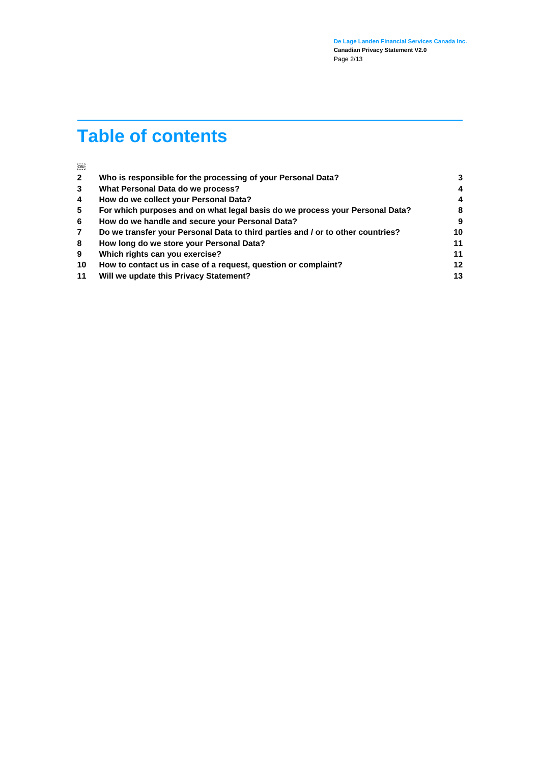# Table of contents

| | | |
|---|---|---|
| **2** | **Who is responsible for the processing of your Personal Data?** | **3** |
| **3** | **What Personal Data do we process?** | **4** |
| **4** | **How do we collect your Personal Data?** | **4** |
| **5** | **For which purposes and on what legal basis do we process your Personal Data?** | **8** |
| **6** | **How do we handle and secure your Personal Data?** | **9** |
| **7** | **Do we transfer your Personal Data to third parties and / or to other countries?** | **10** |
| **8** | **How long do we store your Personal Data?** | **11** |
| **9** | **Which rights can you exercise?** | **11** |
| **10** | **How to contact us in case of a request, question or complaint?** | **12** |
| **11** | **Will we update this Privacy Statement?** | **13** |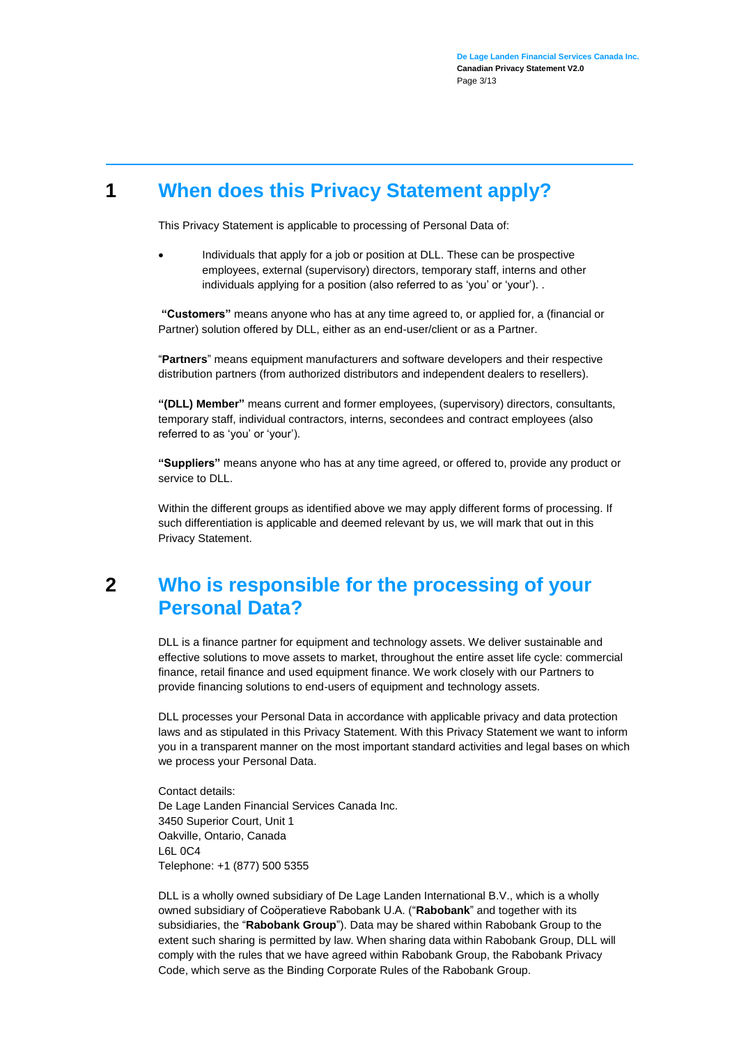# 1 When does this Privacy Statement apply?

This Privacy Statement is applicable to processing of Personal Data of:

- Individuals that apply for a job or position at DLL. These can be prospective employees, external (supervisory) directors, temporary staff, interns and other individuals applying for a position (also referred to as 'you' or 'your'). .

**"Customers"** means anyone who has at any time agreed to, or applied for, a (financial or Partner) solution offered by DLL, either as an end-user/client or as a Partner.

"**Partners**" means equipment manufacturers and software developers and their respective distribution partners (from authorized distributors and independent dealers to resellers).

**"(DLL) Member"** means current and former employees, (supervisory) directors, consultants, temporary staff, individual contractors, interns, secondees and contract employees (also referred to as 'you' or 'your').

**"Suppliers"** means anyone who has at any time agreed, or offered to, provide any product or service to DLL.

Within the different groups as identified above we may apply different forms of processing. If such differentiation is applicable and deemed relevant by us, we will mark that out in this Privacy Statement.

# 2 Who is responsible for the processing of your Personal Data?

DLL is a finance partner for equipment and technology assets. We deliver sustainable and effective solutions to move assets to market, throughout the entire asset life cycle: commercial finance, retail finance and used equipment finance. We work closely with our Partners to provide financing solutions to end-users of equipment and technology assets.

DLL processes your Personal Data in accordance with applicable privacy and data protection laws and as stipulated in this Privacy Statement. With this Privacy Statement we want to inform you in a transparent manner on the most important standard activities and legal bases on which we process your Personal Data.

Contact details:
De Lage Landen Financial Services Canada Inc.
3450 Superior Court, Unit 1
Oakville, Ontario, Canada
L6L 0C4
Telephone: +1 (877) 500 5355

DLL is a wholly owned subsidiary of De Lage Landen International B.V., which is a wholly owned subsidiary of Coöperatieve Rabobank U.A. ("**Rabobank**" and together with its subsidiaries, the "**Rabobank Group**"). Data may be shared within Rabobank Group to the extent such sharing is permitted by law. When sharing data within Rabobank Group, DLL will comply with the rules that we have agreed within Rabobank Group, the Rabobank Privacy Code, which serve as the Binding Corporate Rules of the Rabobank Group.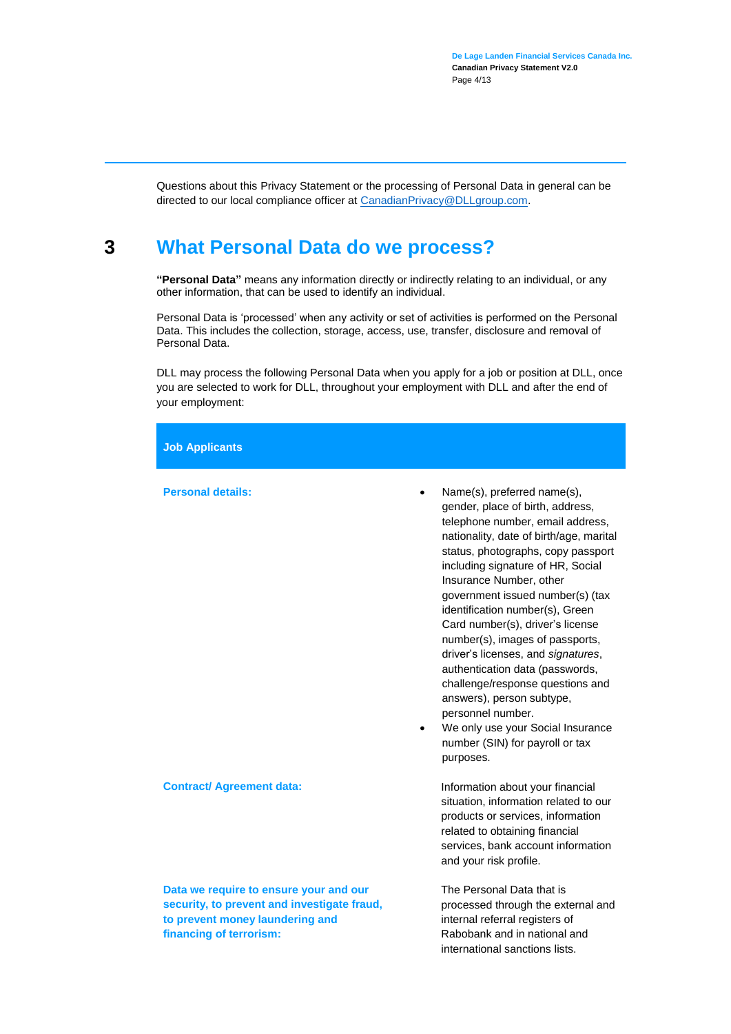Questions about this Privacy Statement or the processing of Personal Data in general can be directed to our local compliance officer at [CanadianPrivacy@DLLgroup.com](mailto:CanadianPrivacy@DLLgroup.com).

## 3 What Personal Data do we process?

**"Personal Data"** means any information directly or indirectly relating to an individual, or any other information, that can be used to identify an individual.

Personal Data is 'processed' when any activity or set of activities is performed on the Personal Data. This includes the collection, storage, access, use, transfer, disclosure and removal of Personal Data.

DLL may process the following Personal Data when you apply for a job or position at DLL, once you are selected to work for DLL, throughout your employment with DLL and after the end of your employment:

| **Job Applicants** | |
|---|---|
| **Personal details:** | • Name(s), preferred name(s), gender, place of birth, address, telephone number, email address, nationality, date of birth/age, marital status, photographs, copy passport including signature of HR, Social Insurance Number, other government issued number(s) (tax identification number(s), Green Card number(s), driver's license number(s), images of passports, driver's licenses, and *signatures*, authentication data (passwords, challenge/response questions and answers), person subtype, personnel number.<br>• We only use your Social Insurance number (SIN) for payroll or tax purposes. |
| **Contract/ Agreement data:** | Information about your financial situation, information related to our products or services, information related to obtaining financial services, bank account information and your risk profile. |
| **Data we require to ensure your and our security, to prevent and investigate fraud, to prevent money laundering and financing of terrorism:** | The Personal Data that is processed through the external and internal referral registers of Rabobank and in national and international sanctions lists. |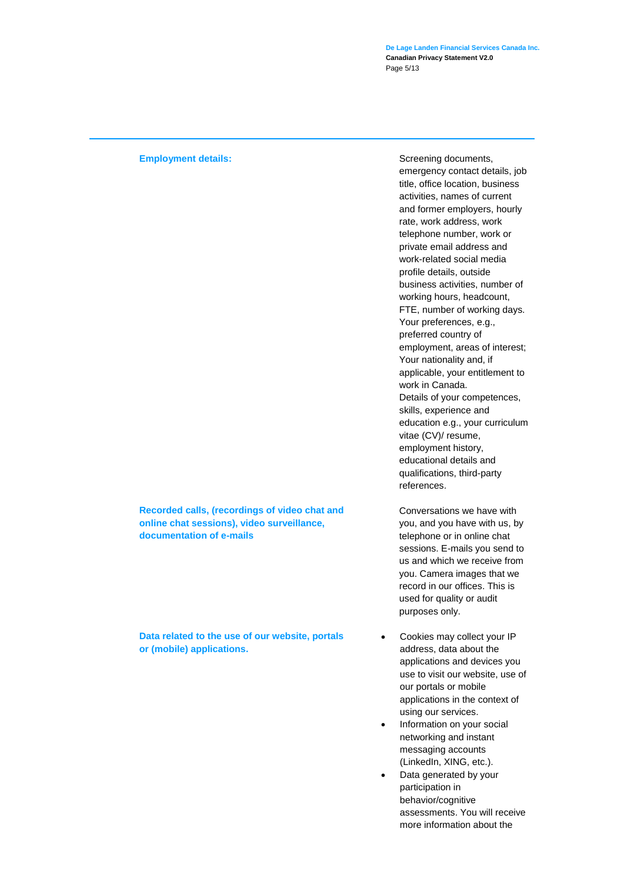| | |
|---|---|
| **Employment details:** | Screening documents, emergency contact details, job title, office location, business activities, names of current and former employers, hourly rate, work address, work telephone number, work or private email address and work-related social media profile details, outside business activities, number of working hours, headcount, FTE, number of working days. Your preferences, e.g., preferred country of employment, areas of interest; Your nationality and, if applicable, your entitlement to work in Canada. Details of your competences, skills, experience and education e.g., your curriculum vitae (CV)/ resume, employment history, educational details and qualifications, third-party references. |
| **Recorded calls, (recordings of video chat and online chat sessions), video surveillance, documentation of e-mails** | Conversations we have with you, and you have with us, by telephone or in online chat sessions. E-mails you send to us and which we receive from you. Camera images that we record in our offices. This is used for quality or audit purposes only. |
| **Data related to the use of our website, portals or (mobile) applications.** | • Cookies may collect your IP address, data about the applications and devices you use to visit our website, use of our portals or mobile applications in the context of using our services.<br>• Information on your social networking and instant messaging accounts (LinkedIn, XING, etc.).<br>• Data generated by your participation in behavior/cognitive assessments. You will receive more information about the |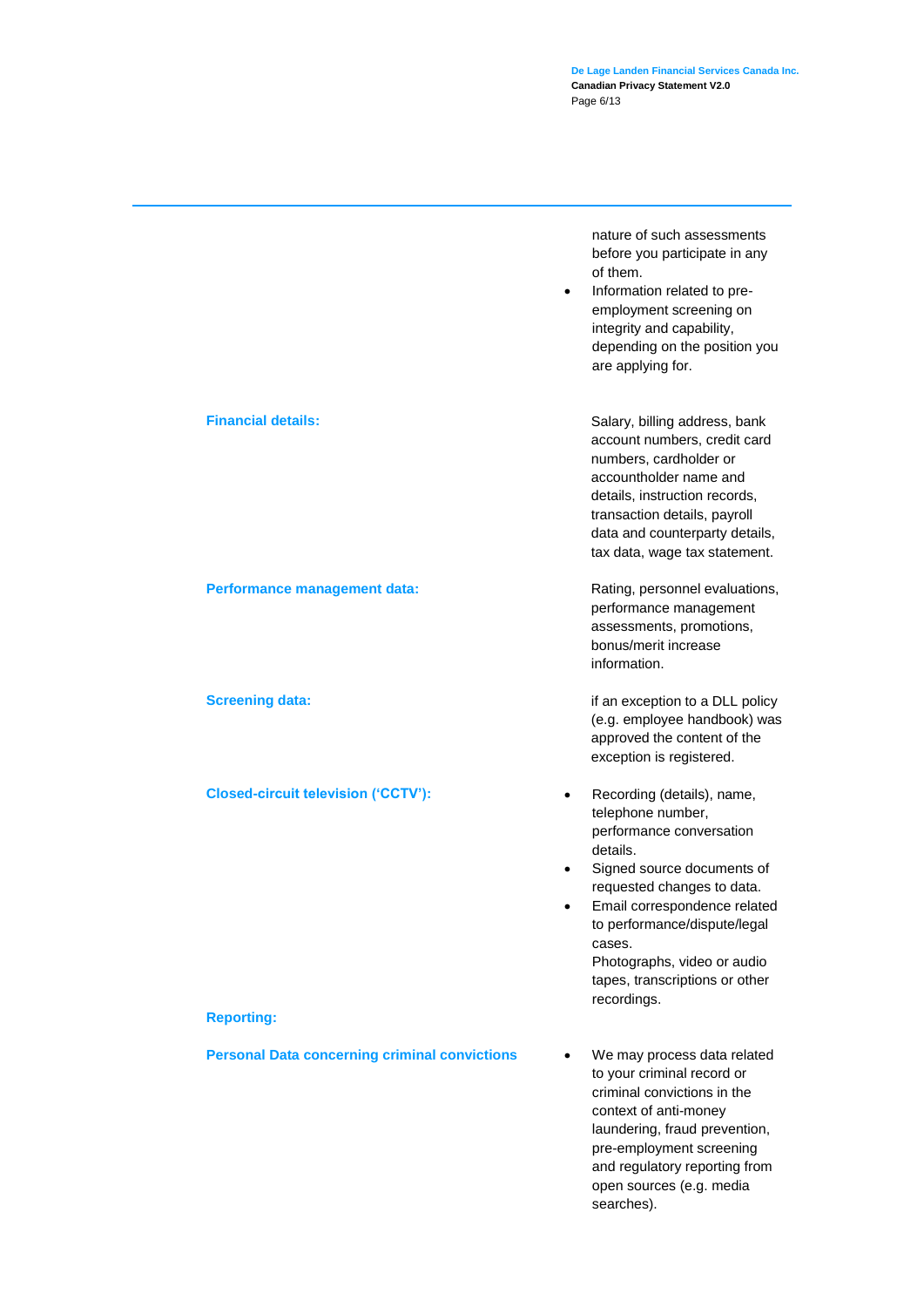| | |
|---|---|
| | nature of such assessments before you participate in any of them.<br>• Information related to pre-employment screening on integrity and capability, depending on the position you are applying for. |
| **Financial details:** | Salary, billing address, bank account numbers, credit card numbers, cardholder or accountholder name and details, instruction records, transaction details, payroll data and counterparty details, tax data, wage tax statement. |
| **Performance management data:** | Rating, personnel evaluations, performance management assessments, promotions, bonus/merit increase information. |
| **Screening data:** | if an exception to a DLL policy (e.g. employee handbook) was approved the content of the exception is registered. |
| **Closed-circuit television ('CCTV'):** | • Recording (details), name, telephone number, performance conversation details.<br>• Signed source documents of requested changes to data.<br>• Email correspondence related to performance/dispute/legal cases.<br>Photographs, video or audio tapes, transcriptions or other recordings. |
| **Reporting:** | |
| **Personal Data concerning criminal convictions** | • We may process data related to your criminal record or criminal convictions in the context of anti-money laundering, fraud prevention, pre-employment screening and regulatory reporting from open sources (e.g. media searches). |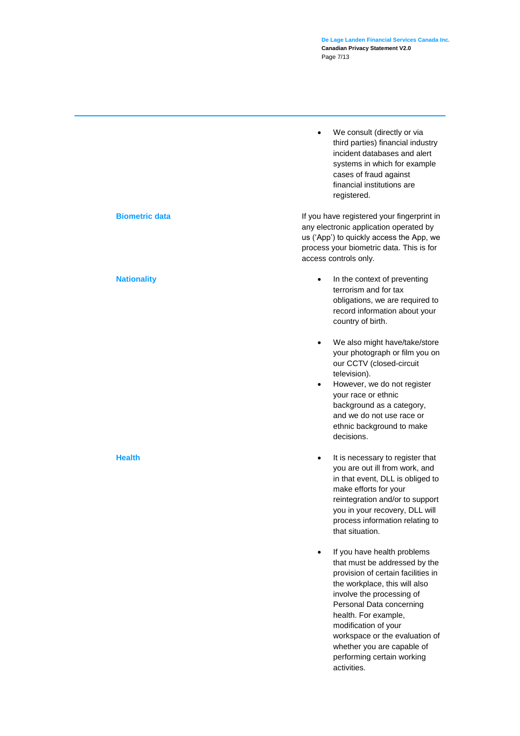- We consult (directly or via third parties) financial industry incident databases and alert systems in which for example cases of fraud against financial institutions are registered.

| | |
|---|---|
| **Biometric data** | If you have registered your fingerprint in any electronic application operated by us ('App') to quickly access the App, we process your biometric data. This is for access controls only. |
| **Nationality** | • In the context of preventing terrorism and for tax obligations, we are required to record information about your country of birth.<br><br>• We also might have/take/store your photograph or film you on our CCTV (closed-circuit television).<br>• However, we do not register your race or ethnic background as a category, and we do not use race or ethnic background to make decisions. |
| **Health** | • It is necessary to register that you are out ill from work, and in that event, DLL is obliged to make efforts for your reintegration and/or to support you in your recovery, DLL will process information relating to that situation.<br><br>• If you have health problems that must be addressed by the provision of certain facilities in the workplace, this will also involve the processing of Personal Data concerning health. For example, modification of your workspace or the evaluation of whether you are capable of performing certain working activities. |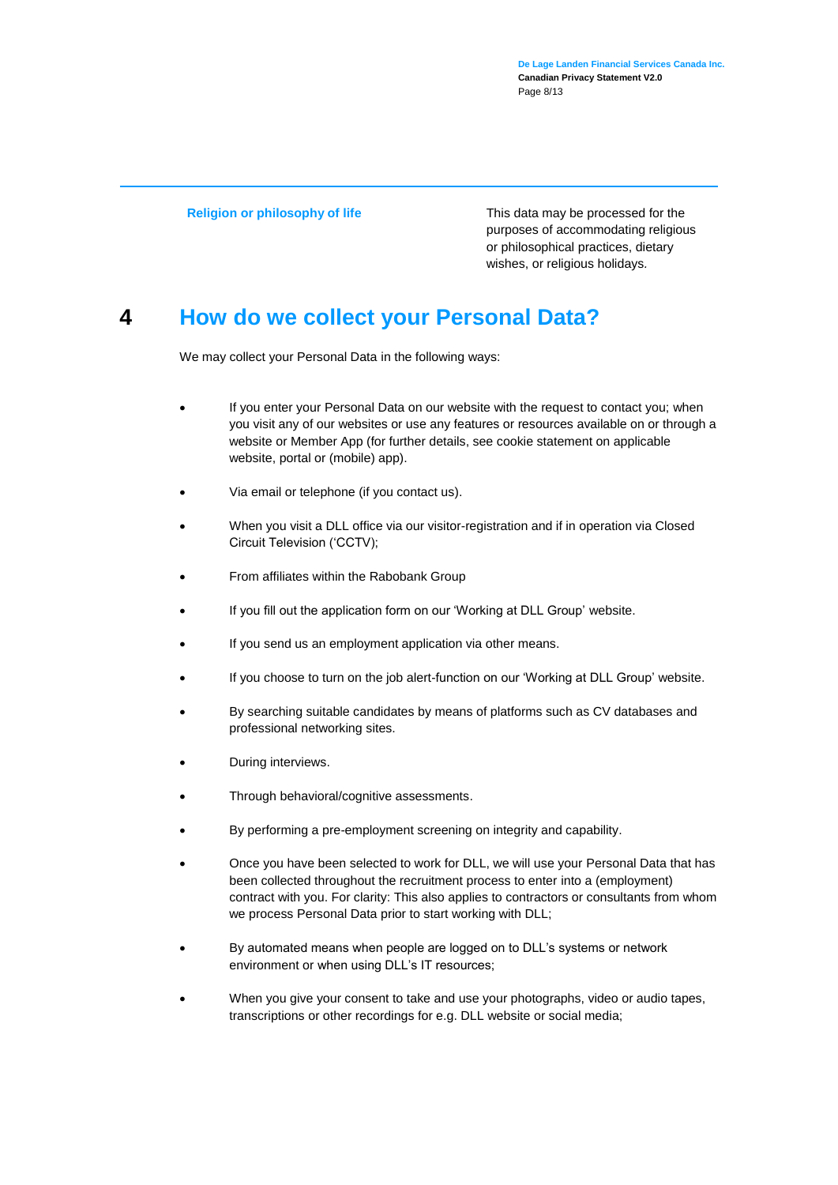| Religion or philosophy of life | This data may be processed for the purposes of accommodating religious or philosophical practices, dietary wishes, or religious holidays. |
|---|---|

# 4 How do we collect your Personal Data?

We may collect your Personal Data in the following ways:

- If you enter your Personal Data on our website with the request to contact you; when you visit any of our websites or use any features or resources available on or through a website or Member App (for further details, see cookie statement on applicable website, portal or (mobile) app).
- Via email or telephone (if you contact us).
- When you visit a DLL office via our visitor-registration and if in operation via Closed Circuit Television ('CCTV);
- From affiliates within the Rabobank Group
- If you fill out the application form on our 'Working at DLL Group' website.
- If you send us an employment application via other means.
- If you choose to turn on the job alert-function on our 'Working at DLL Group' website.
- By searching suitable candidates by means of platforms such as CV databases and professional networking sites.
- During interviews.
- Through behavioral/cognitive assessments.
- By performing a pre-employment screening on integrity and capability.
- Once you have been selected to work for DLL, we will use your Personal Data that has been collected throughout the recruitment process to enter into a (employment) contract with you. For clarity: This also applies to contractors or consultants from whom we process Personal Data prior to start working with DLL;
- By automated means when people are logged on to DLL's systems or network environment or when using DLL's IT resources;
- When you give your consent to take and use your photographs, video or audio tapes, transcriptions or other recordings for e.g. DLL website or social media;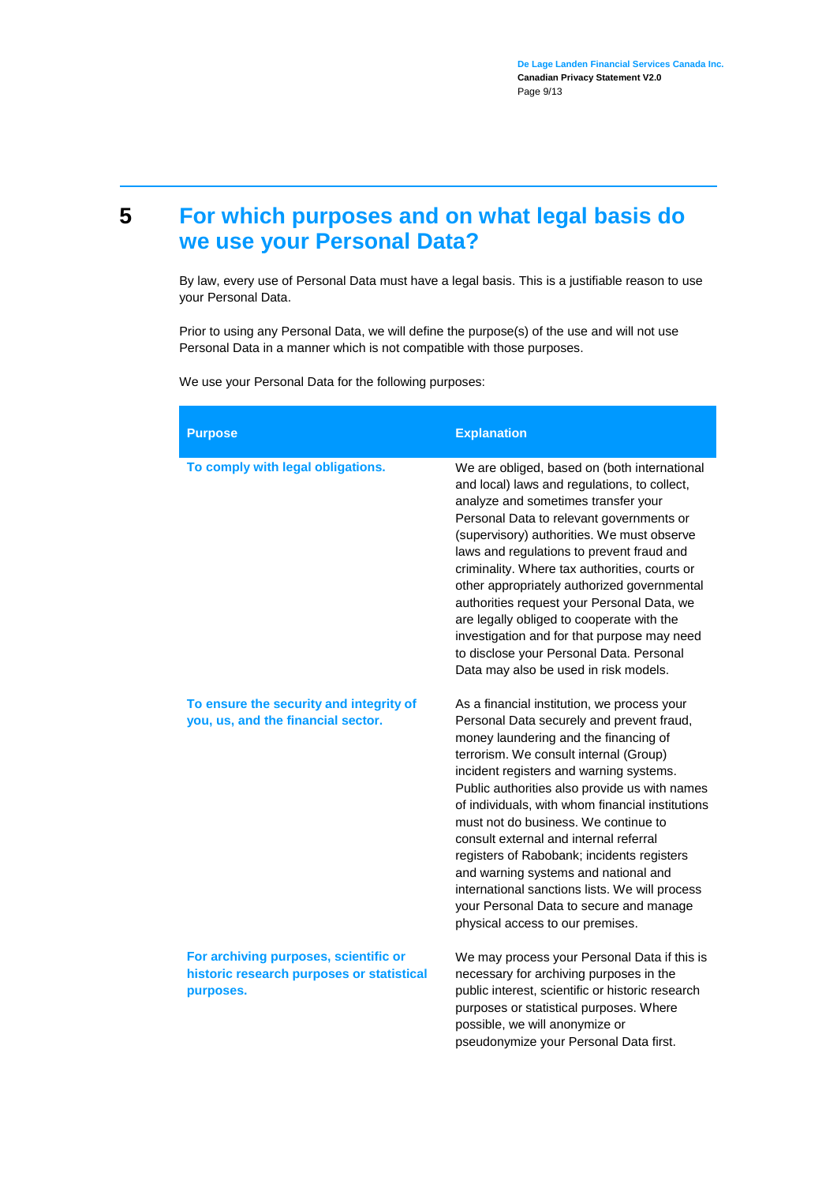# 5 For which purposes and on what legal basis do we use your Personal Data?

By law, every use of Personal Data must have a legal basis. This is a justifiable reason to use your Personal Data.

Prior to using any Personal Data, we will define the purpose(s) of the use and will not use Personal Data in a manner which is not compatible with those purposes.

We use your Personal Data for the following purposes:

| Purpose | Explanation |
|---|---|
| **To comply with legal obligations.** | We are obliged, based on (both international and local) laws and regulations, to collect, analyze and sometimes transfer your Personal Data to relevant governments or (supervisory) authorities. We must observe laws and regulations to prevent fraud and criminality. Where tax authorities, courts or other appropriately authorized governmental authorities request your Personal Data, we are legally obliged to cooperate with the investigation and for that purpose may need to disclose your Personal Data. Personal Data may also be used in risk models. |
| **To ensure the security and integrity of you, us, and the financial sector.** | As a financial institution, we process your Personal Data securely and prevent fraud, money laundering and the financing of terrorism. We consult internal (Group) incident registers and warning systems. Public authorities also provide us with names of individuals, with whom financial institutions must not do business. We continue to consult external and internal referral registers of Rabobank; incidents registers and warning systems and national and international sanctions lists. We will process your Personal Data to secure and manage physical access to our premises. |
| **For archiving purposes, scientific or historic research purposes or statistical purposes.** | We may process your Personal Data if this is necessary for archiving purposes in the public interest, scientific or historic research purposes or statistical purposes. Where possible, we will anonymize or pseudonymize your Personal Data first. |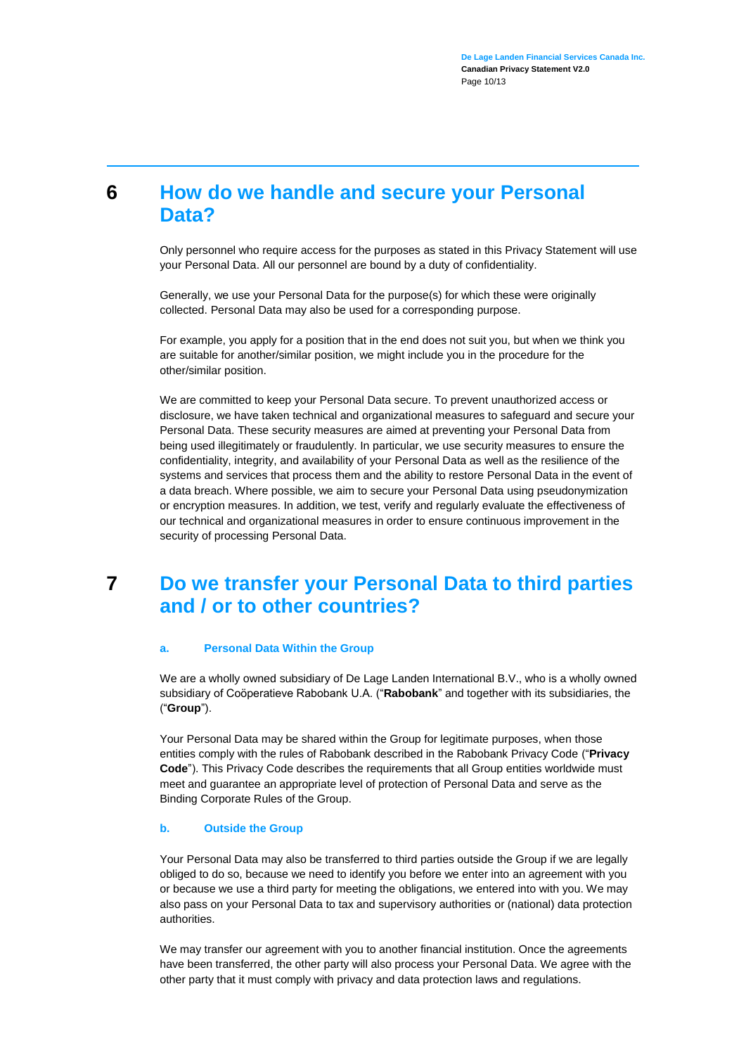## 6 How do we handle and secure your Personal Data?

Only personnel who require access for the purposes as stated in this Privacy Statement will use your Personal Data. All our personnel are bound by a duty of confidentiality.

Generally, we use your Personal Data for the purpose(s) for which these were originally collected. Personal Data may also be used for a corresponding purpose.

For example, you apply for a position that in the end does not suit you, but when we think you are suitable for another/similar position, we might include you in the procedure for the other/similar position.

We are committed to keep your Personal Data secure. To prevent unauthorized access or disclosure, we have taken technical and organizational measures to safeguard and secure your Personal Data. These security measures are aimed at preventing your Personal Data from being used illegitimately or fraudulently. In particular, we use security measures to ensure the confidentiality, integrity, and availability of your Personal Data as well as the resilience of the systems and services that process them and the ability to restore Personal Data in the event of a data breach. Where possible, we aim to secure your Personal Data using pseudonymization or encryption measures. In addition, we test, verify and regularly evaluate the effectiveness of our technical and organizational measures in order to ensure continuous improvement in the security of processing Personal Data.

## 7 Do we transfer your Personal Data to third parties and / or to other countries?

### a. Personal Data Within the Group

We are a wholly owned subsidiary of De Lage Landen International B.V., who is a wholly owned subsidiary of Coöperatieve Rabobank U.A. ("**Rabobank**" and together with its subsidiaries, the ("**Group**").

Your Personal Data may be shared within the Group for legitimate purposes, when those entities comply with the rules of Rabobank described in the Rabobank Privacy Code ("**Privacy Code**"). This Privacy Code describes the requirements that all Group entities worldwide must meet and guarantee an appropriate level of protection of Personal Data and serve as the Binding Corporate Rules of the Group.

### b. Outside the Group

Your Personal Data may also be transferred to third parties outside the Group if we are legally obliged to do so, because we need to identify you before we enter into an agreement with you or because we use a third party for meeting the obligations, we entered into with you. We may also pass on your Personal Data to tax and supervisory authorities or (national) data protection authorities.

We may transfer our agreement with you to another financial institution. Once the agreements have been transferred, the other party will also process your Personal Data. We agree with the other party that it must comply with privacy and data protection laws and regulations.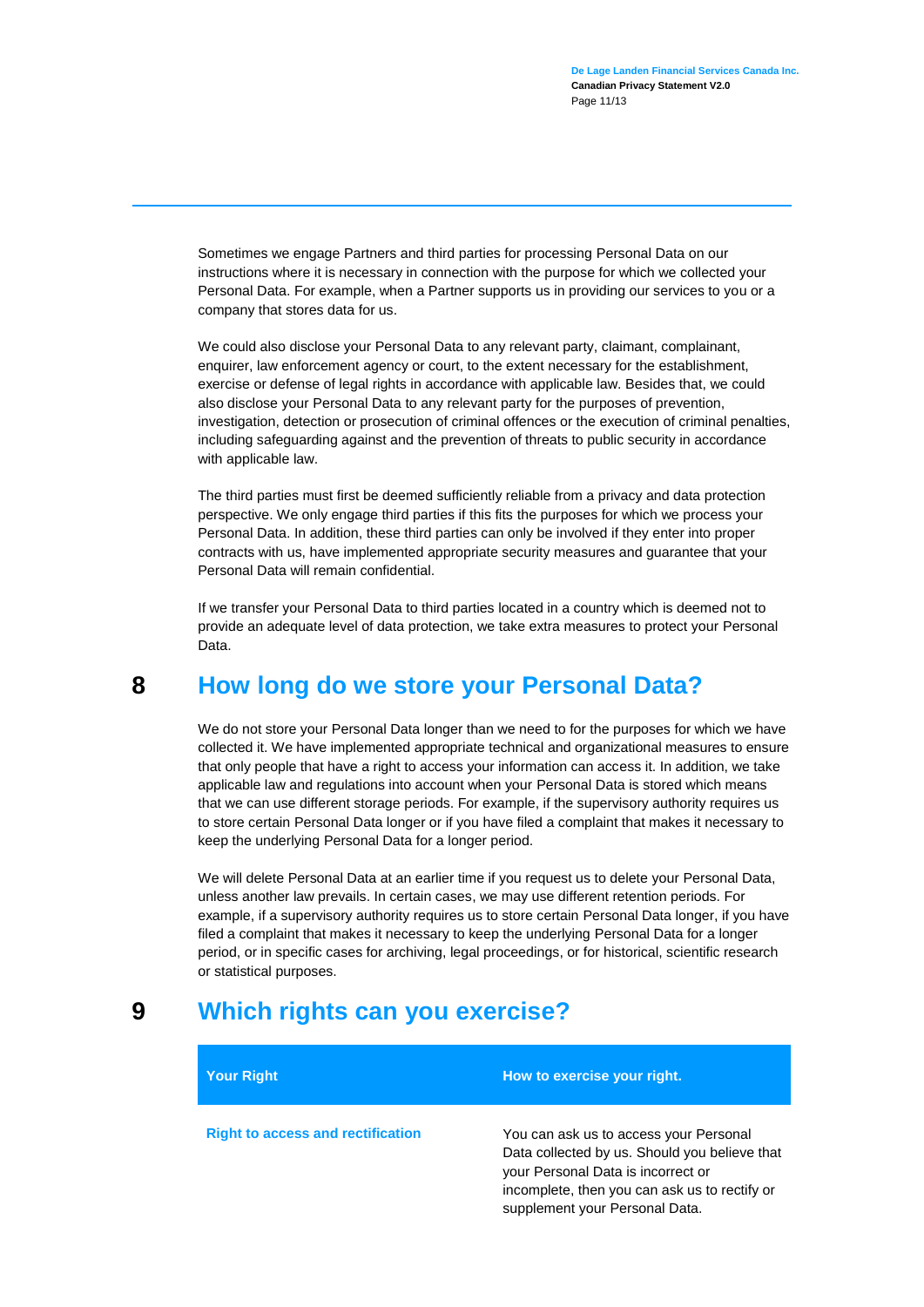Sometimes we engage Partners and third parties for processing Personal Data on our instructions where it is necessary in connection with the purpose for which we collected your Personal Data. For example, when a Partner supports us in providing our services to you or a company that stores data for us.

We could also disclose your Personal Data to any relevant party, claimant, complainant, enquirer, law enforcement agency or court, to the extent necessary for the establishment, exercise or defense of legal rights in accordance with applicable law. Besides that, we could also disclose your Personal Data to any relevant party for the purposes of prevention, investigation, detection or prosecution of criminal offences or the execution of criminal penalties, including safeguarding against and the prevention of threats to public security in accordance with applicable law.

The third parties must first be deemed sufficiently reliable from a privacy and data protection perspective. We only engage third parties if this fits the purposes for which we process your Personal Data. In addition, these third parties can only be involved if they enter into proper contracts with us, have implemented appropriate security measures and guarantee that your Personal Data will remain confidential.

If we transfer your Personal Data to third parties located in a country which is deemed not to provide an adequate level of data protection, we take extra measures to protect your Personal Data.

# 8 How long do we store your Personal Data?

We do not store your Personal Data longer than we need to for the purposes for which we have collected it. We have implemented appropriate technical and organizational measures to ensure that only people that have a right to access your information can access it. In addition, we take applicable law and regulations into account when your Personal Data is stored which means that we can use different storage periods. For example, if the supervisory authority requires us to store certain Personal Data longer or if you have filed a complaint that makes it necessary to keep the underlying Personal Data for a longer period.

We will delete Personal Data at an earlier time if you request us to delete your Personal Data, unless another law prevails. In certain cases, we may use different retention periods. For example, if a supervisory authority requires us to store certain Personal Data longer, if you have filed a complaint that makes it necessary to keep the underlying Personal Data for a longer period, or in specific cases for archiving, legal proceedings, or for historical, scientific research or statistical purposes.

# 9 Which rights can you exercise?

| Your Right | How to exercise your right. |
|---|---|
| **Right to access and rectification** | You can ask us to access your Personal Data collected by us. Should you believe that your Personal Data is incorrect or incomplete, then you can ask us to rectify or supplement your Personal Data. |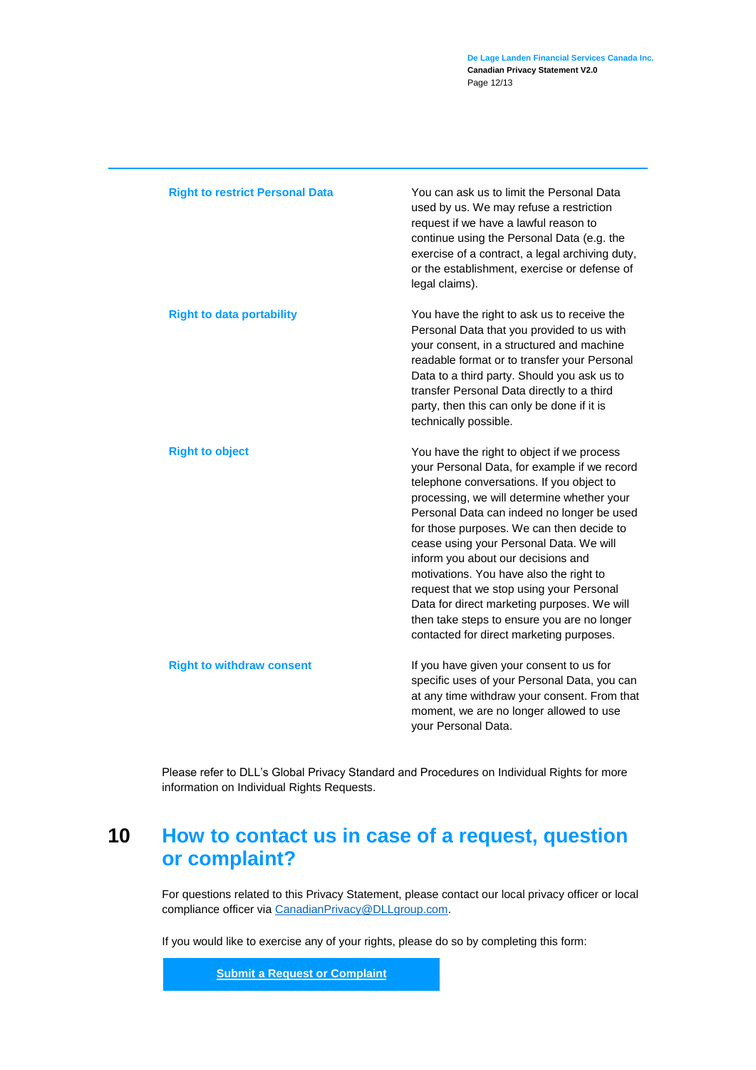| | |
|---|---|
| **Right to restrict Personal Data** | You can ask us to limit the Personal Data used by us. We may refuse a restriction request if we have a lawful reason to continue using the Personal Data (e.g. the exercise of a contract, a legal archiving duty, or the establishment, exercise or defense of legal claims). |
| **Right to data portability** | You have the right to ask us to receive the Personal Data that you provided to us with your consent, in a structured and machine readable format or to transfer your Personal Data to a third party. Should you ask us to transfer Personal Data directly to a third party, then this can only be done if it is technically possible. |
| **Right to object** | You have the right to object if we process your Personal Data, for example if we record telephone conversations. If you object to processing, we will determine whether your Personal Data can indeed no longer be used for those purposes. We can then decide to cease using your Personal Data. We will inform you about our decisions and motivations. You have also the right to request that we stop using your Personal Data for direct marketing purposes. We will then take steps to ensure you are no longer contacted for direct marketing purposes. |
| **Right to withdraw consent** | If you have given your consent to us for specific uses of your Personal Data, you can at any time withdraw your consent. From that moment, we are no longer allowed to use your Personal Data. |

Please refer to DLL's Global Privacy Standard and Procedures on Individual Rights for more information on Individual Rights Requests.

# 10 How to contact us in case of a request, question or complaint?

For questions related to this Privacy Statement, please contact our local privacy officer or local compliance officer via CanadianPrivacy@DLLgroup.com.

If you would like to exercise any of your rights, please do so by completing this form:

**Submit a Request or Complaint**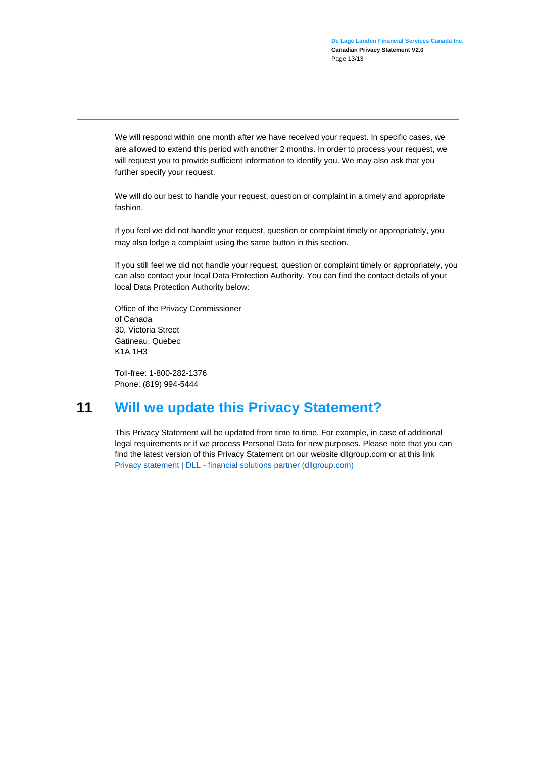We will respond within one month after we have received your request. In specific cases, we are allowed to extend this period with another 2 months. In order to process your request, we will request you to provide sufficient information to identify you. We may also ask that you further specify your request.

We will do our best to handle your request, question or complaint in a timely and appropriate fashion.

If you feel we did not handle your request, question or complaint timely or appropriately, you may also lodge a complaint using the same button in this section.

If you still feel we did not handle your request, question or complaint timely or appropriately, you can also contact your local Data Protection Authority. You can find the contact details of your local Data Protection Authority below:

Office of the Privacy Commissioner
of Canada
30, Victoria Street
Gatineau, Quebec
K1A 1H3

Toll-free: 1-800-282-1376
Phone: (819) 994-5444

# 11 Will we update this Privacy Statement?

This Privacy Statement will be updated from time to time. For example, in case of additional legal requirements or if we process Personal Data for new purposes. Please note that you can find the latest version of this Privacy Statement on our website dllgroup.com or at this link [Privacy statement | DLL - financial solutions partner (dllgroup.com)]